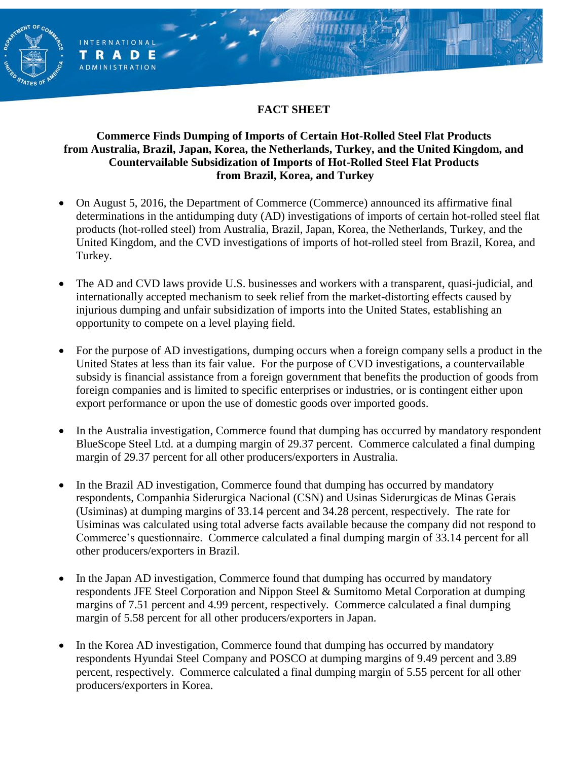# FACT SHEET

## Commerce Finds Dumping of Imports of Certain Hot-Rolled Steel Flat Products from Australia, Brazil, Japan, Korea, the Netherlands, Turkey, and the United Kingdom, and Countervailable Subsidization of Imports of Hot-Rolled Steel Flat Products from Brazil, Korea, and Turkey

- On August 5, 2016, the Department of Commerce (Commerce) announced its affirmative final determinations in the antidumping duty (AD) investigations of imports of certain hot-rolled steel flat products (hot-rolled steel) from Australia, Brazil, Japan, Korea, the Netherlands, Turkey, and the United Kingdom, and the CVD investigations of imports of hot-rolled steel from Brazil, Korea, and Turkey.

- The AD and CVD laws provide U.S. businesses and workers with a transparent, quasi-judicial, and internationally accepted mechanism to seek relief from the market-distorting effects caused by injurious dumping and unfair subsidization of imports into the United States, establishing an opportunity to compete on a level playing field.

- For the purpose of AD investigations, dumping occurs when a foreign company sells a product in the United States at less than its fair value. For the purpose of CVD investigations, a countervailable subsidy is financial assistance from a foreign government that benefits the production of goods from foreign companies and is limited to specific enterprises or industries, or is contingent either upon export performance or upon the use of domestic goods over imported goods.

- In the Australia investigation, Commerce found that dumping has occurred by mandatory respondent BlueScope Steel Ltd. at a dumping margin of 29.37 percent. Commerce calculated a final dumping margin of 29.37 percent for all other producers/exporters in Australia.

- In the Brazil AD investigation, Commerce found that dumping has occurred by mandatory respondents, Companhia Siderurgica Nacional (CSN) and Usinas Siderurgicas de Minas Gerais (Usiminas) at dumping margins of 33.14 percent and 34.28 percent, respectively. The rate for Usiminas was calculated using total adverse facts available because the company did not respond to Commerce's questionnaire. Commerce calculated a final dumping margin of 33.14 percent for all other producers/exporters in Brazil.

- In the Japan AD investigation, Commerce found that dumping has occurred by mandatory respondents JFE Steel Corporation and Nippon Steel & Sumitomo Metal Corporation at dumping margins of 7.51 percent and 4.99 percent, respectively. Commerce calculated a final dumping margin of 5.58 percent for all other producers/exporters in Japan.

- In the Korea AD investigation, Commerce found that dumping has occurred by mandatory respondents Hyundai Steel Company and POSCO at dumping margins of 9.49 percent and 3.89 percent, respectively. Commerce calculated a final dumping margin of 5.55 percent for all other producers/exporters in Korea.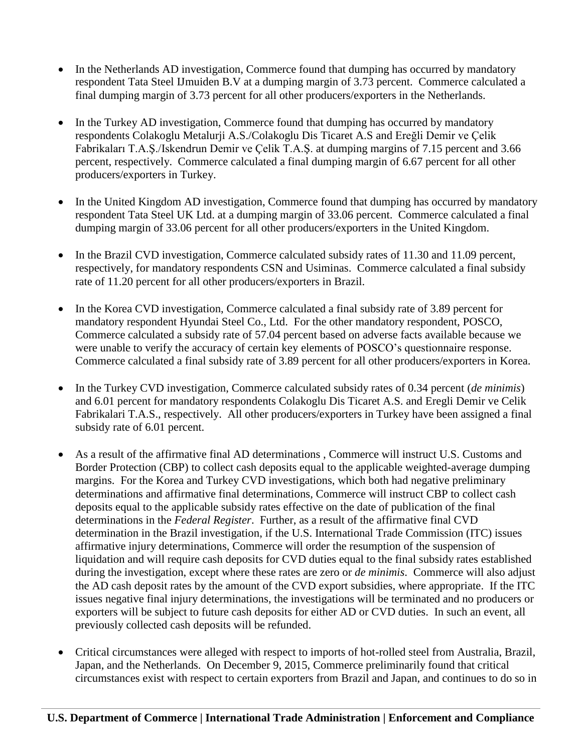- In the Netherlands AD investigation, Commerce found that dumping has occurred by mandatory respondent Tata Steel IJmuiden B.V at a dumping margin of 3.73 percent. Commerce calculated a final dumping margin of 3.73 percent for all other producers/exporters in the Netherlands.

- In the Turkey AD investigation, Commerce found that dumping has occurred by mandatory respondents Colakoglu Metalurji A.S./Colakoglu Dis Ticaret A.S and Ereğli Demir ve Çelik Fabrikaları T.A.Ş./Iskendrun Demir ve Çelik T.A.Ş. at dumping margins of 7.15 percent and 3.66 percent, respectively. Commerce calculated a final dumping margin of 6.67 percent for all other producers/exporters in Turkey.

- In the United Kingdom AD investigation, Commerce found that dumping has occurred by mandatory respondent Tata Steel UK Ltd. at a dumping margin of 33.06 percent. Commerce calculated a final dumping margin of 33.06 percent for all other producers/exporters in the United Kingdom.

- In the Brazil CVD investigation, Commerce calculated subsidy rates of 11.30 and 11.09 percent, respectively, for mandatory respondents CSN and Usiminas. Commerce calculated a final subsidy rate of 11.20 percent for all other producers/exporters in Brazil.

- In the Korea CVD investigation, Commerce calculated a final subsidy rate of 3.89 percent for mandatory respondent Hyundai Steel Co., Ltd. For the other mandatory respondent, POSCO, Commerce calculated a subsidy rate of 57.04 percent based on adverse facts available because we were unable to verify the accuracy of certain key elements of POSCO's questionnaire response. Commerce calculated a final subsidy rate of 3.89 percent for all other producers/exporters in Korea.

- In the Turkey CVD investigation, Commerce calculated subsidy rates of 0.34 percent (*de minimis*) and 6.01 percent for mandatory respondents Colakoglu Dis Ticaret A.S. and Eregli Demir ve Celik Fabrikalari T.A.S., respectively. All other producers/exporters in Turkey have been assigned a final subsidy rate of 6.01 percent.

- As a result of the affirmative final AD determinations , Commerce will instruct U.S. Customs and Border Protection (CBP) to collect cash deposits equal to the applicable weighted-average dumping margins. For the Korea and Turkey CVD investigations, which both had negative preliminary determinations and affirmative final determinations, Commerce will instruct CBP to collect cash deposits equal to the applicable subsidy rates effective on the date of publication of the final determinations in the *Federal Register*. Further, as a result of the affirmative final CVD determination in the Brazil investigation, if the U.S. International Trade Commission (ITC) issues affirmative injury determinations, Commerce will order the resumption of the suspension of liquidation and will require cash deposits for CVD duties equal to the final subsidy rates established during the investigation, except where these rates are zero or *de minimis*. Commerce will also adjust the AD cash deposit rates by the amount of the CVD export subsidies, where appropriate. If the ITC issues negative final injury determinations, the investigations will be terminated and no producers or exporters will be subject to future cash deposits for either AD or CVD duties. In such an event, all previously collected cash deposits will be refunded.

- Critical circumstances were alleged with respect to imports of hot-rolled steel from Australia, Brazil, Japan, and the Netherlands. On December 9, 2015, Commerce preliminarily found that critical circumstances exist with respect to certain exporters from Brazil and Japan, and continues to do so in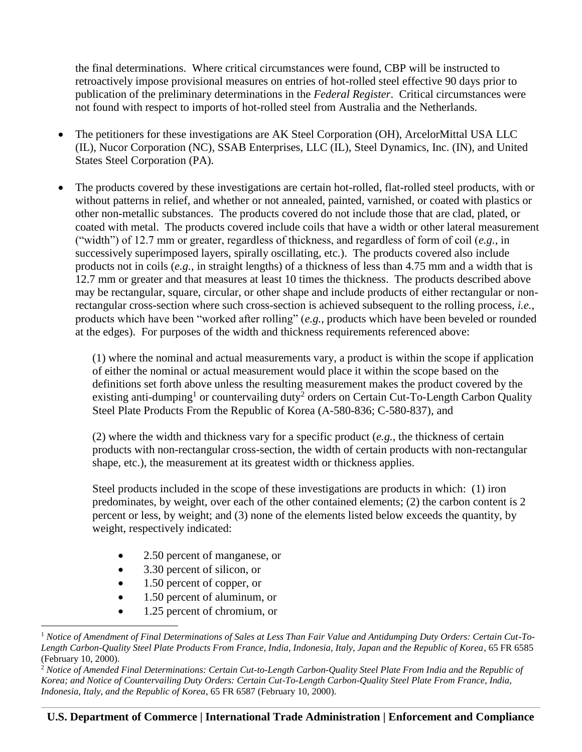the final determinations. Where critical circumstances were found, CBP will be instructed to retroactively impose provisional measures on entries of hot-rolled steel effective 90 days prior to publication of the preliminary determinations in the *Federal Register*. Critical circumstances were not found with respect to imports of hot-rolled steel from Australia and the Netherlands.

- The petitioners for these investigations are AK Steel Corporation (OH), ArcelorMittal USA LLC (IL), Nucor Corporation (NC), SSAB Enterprises, LLC (IL), Steel Dynamics, Inc. (IN), and United States Steel Corporation (PA).

- The products covered by these investigations are certain hot-rolled, flat-rolled steel products, with or without patterns in relief, and whether or not annealed, painted, varnished, or coated with plastics or other non-metallic substances. The products covered do not include those that are clad, plated, or coated with metal. The products covered include coils that have a width or other lateral measurement ("width") of 12.7 mm or greater, regardless of thickness, and regardless of form of coil (*e.g.*, in successively superimposed layers, spirally oscillating, etc.). The products covered also include products not in coils (*e.g.*, in straight lengths) of a thickness of less than 4.75 mm and a width that is 12.7 mm or greater and that measures at least 10 times the thickness. The products described above may be rectangular, square, circular, or other shape and include products of either rectangular or non-rectangular cross-section where such cross-section is achieved subsequent to the rolling process, *i.e.*, products which have been "worked after rolling" (*e.g.*, products which have been beveled or rounded at the edges). For purposes of the width and thickness requirements referenced above:

  (1) where the nominal and actual measurements vary, a product is within the scope if application of either the nominal or actual measurement would place it within the scope based on the definitions set forth above unless the resulting measurement makes the product covered by the existing anti-dumping[1] or countervailing duty[2] orders on Certain Cut-To-Length Carbon Quality Steel Plate Products From the Republic of Korea (A-580-836; C-580-837), and

  (2) where the width and thickness vary for a specific product (*e.g.*, the thickness of certain products with non-rectangular cross-section, the width of certain products with non-rectangular shape, etc.), the measurement at its greatest width or thickness applies.

  Steel products included in the scope of these investigations are products in which: (1) iron predominates, by weight, over each of the other contained elements; (2) the carbon content is 2 percent or less, by weight; and (3) none of the elements listed below exceeds the quantity, by weight, respectively indicated:

  - 2.50 percent of manganese, or
  - 3.30 percent of silicon, or
  - 1.50 percent of copper, or
  - 1.50 percent of aluminum, or
  - 1.25 percent of chromium, or

---

[1] *Notice of Amendment of Final Determinations of Sales at Less Than Fair Value and Antidumping Duty Orders: Certain Cut-To-Length Carbon-Quality Steel Plate Products From France, India, Indonesia, Italy, Japan and the Republic of Korea*, 65 FR 6585 (February 10, 2000).

[2] *Notice of Amended Final Determinations: Certain Cut-to-Length Carbon-Quality Steel Plate From India and the Republic of Korea; and Notice of Countervailing Duty Orders: Certain Cut-To-Length Carbon-Quality Steel Plate From France, India, Indonesia, Italy, and the Republic of Korea*, 65 FR 6587 (February 10, 2000).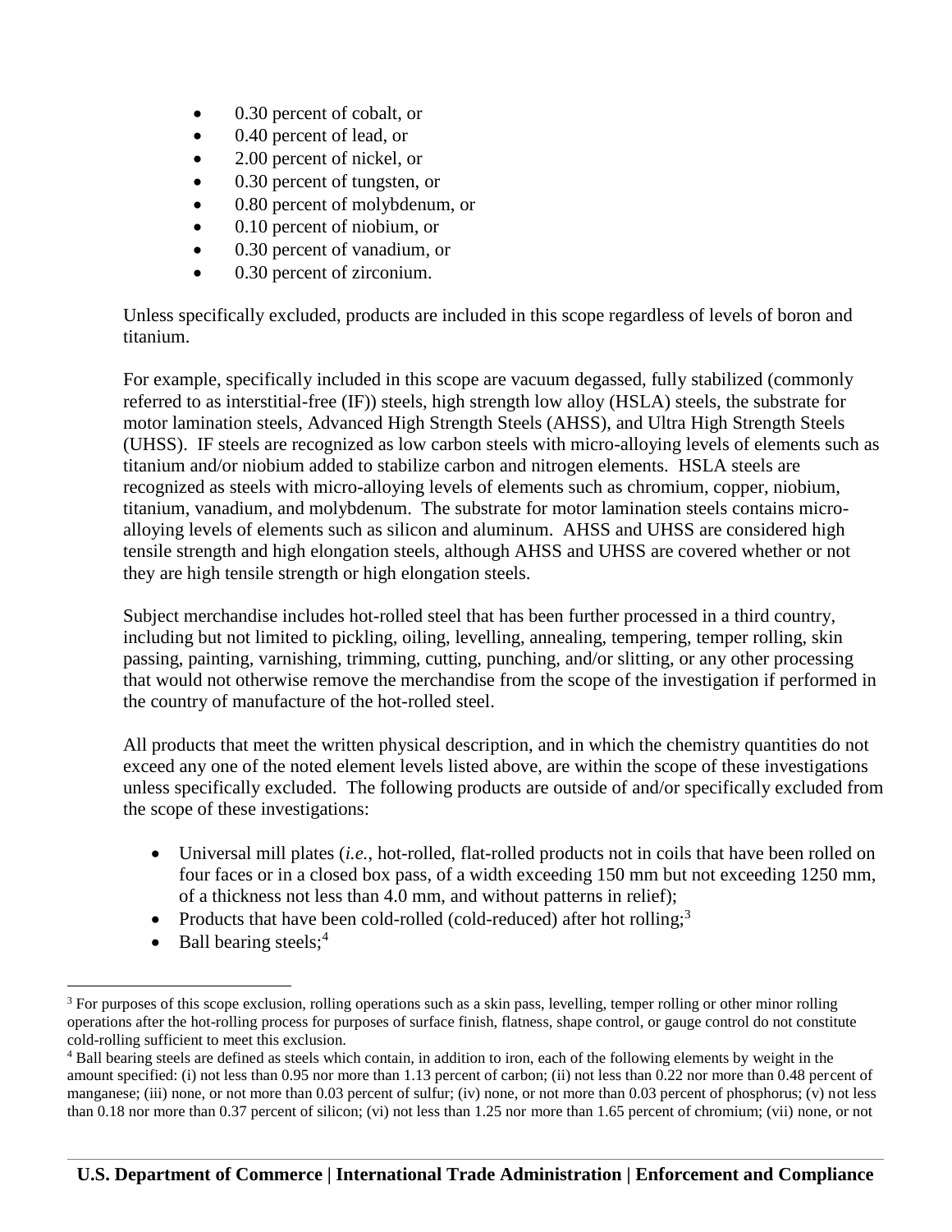- 0.30 percent of cobalt, or
- 0.40 percent of lead, or
- 2.00 percent of nickel, or
- 0.30 percent of tungsten, or
- 0.80 percent of molybdenum, or
- 0.10 percent of niobium, or
- 0.30 percent of vanadium, or
- 0.30 percent of zirconium.

Unless specifically excluded, products are included in this scope regardless of levels of boron and titanium.

For example, specifically included in this scope are vacuum degassed, fully stabilized (commonly referred to as interstitial-free (IF)) steels, high strength low alloy (HSLA) steels, the substrate for motor lamination steels, Advanced High Strength Steels (AHSS), and Ultra High Strength Steels (UHSS). IF steels are recognized as low carbon steels with micro-alloying levels of elements such as titanium and/or niobium added to stabilize carbon and nitrogen elements. HSLA steels are recognized as steels with micro-alloying levels of elements such as chromium, copper, niobium, titanium, vanadium, and molybdenum. The substrate for motor lamination steels contains micro-alloying levels of elements such as silicon and aluminum. AHSS and UHSS are considered high tensile strength and high elongation steels, although AHSS and UHSS are covered whether or not they are high tensile strength or high elongation steels.

Subject merchandise includes hot-rolled steel that has been further processed in a third country, including but not limited to pickling, oiling, levelling, annealing, tempering, temper rolling, skin passing, painting, varnishing, trimming, cutting, punching, and/or slitting, or any other processing that would not otherwise remove the merchandise from the scope of the investigation if performed in the country of manufacture of the hot-rolled steel.

All products that meet the written physical description, and in which the chemistry quantities do not exceed any one of the noted element levels listed above, are within the scope of these investigations unless specifically excluded. The following products are outside of and/or specifically excluded from the scope of these investigations:

- Universal mill plates (*i.e.*, hot-rolled, flat-rolled products not in coils that have been rolled on four faces or in a closed box pass, of a width exceeding 150 mm but not exceeding 1250 mm, of a thickness not less than 4.0 mm, and without patterns in relief);
- Products that have been cold-rolled (cold-reduced) after hot rolling;[3]
- Ball bearing steels;[4]

[3] For purposes of this scope exclusion, rolling operations such as a skin pass, levelling, temper rolling or other minor rolling operations after the hot-rolling process for purposes of surface finish, flatness, shape control, or gauge control do not constitute cold-rolling sufficient to meet this exclusion.

[4] Ball bearing steels are defined as steels which contain, in addition to iron, each of the following elements by weight in the amount specified: (i) not less than 0.95 nor more than 1.13 percent of carbon; (ii) not less than 0.22 nor more than 0.48 percent of manganese; (iii) none, or not more than 0.03 percent of sulfur; (iv) none, or not more than 0.03 percent of phosphorus; (v) not less than 0.18 nor more than 0.37 percent of silicon; (vi) not less than 1.25 nor more than 1.65 percent of chromium; (vii) none, or not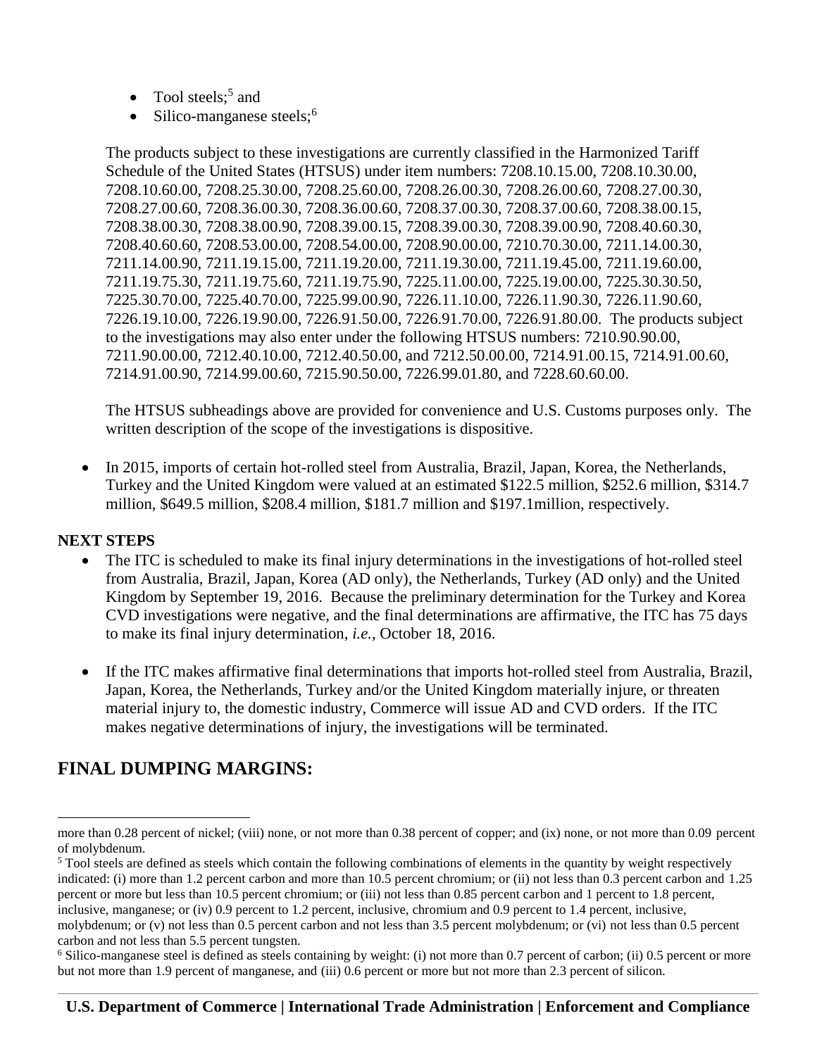- Tool steels;[5] and
- Silico-manganese steels;[6]

The products subject to these investigations are currently classified in the Harmonized Tariff Schedule of the United States (HTSUS) under item numbers: 7208.10.15.00, 7208.10.30.00, 7208.10.60.00, 7208.25.30.00, 7208.25.60.00, 7208.26.00.30, 7208.26.00.60, 7208.27.00.30, 7208.27.00.60, 7208.36.00.30, 7208.36.00.60, 7208.37.00.30, 7208.37.00.60, 7208.38.00.15, 7208.38.00.30, 7208.38.00.90, 7208.39.00.15, 7208.39.00.30, 7208.39.00.90, 7208.40.60.30, 7208.40.60.60, 7208.53.00.00, 7208.54.00.00, 7208.90.00.00, 7210.70.30.00, 7211.14.00.30, 7211.14.00.90, 7211.19.15.00, 7211.19.20.00, 7211.19.30.00, 7211.19.45.00, 7211.19.60.00, 7211.19.75.30, 7211.19.75.60, 7211.19.75.90, 7225.11.00.00, 7225.19.00.00, 7225.30.30.50, 7225.30.70.00, 7225.40.70.00, 7225.99.00.90, 7226.11.10.00, 7226.11.90.30, 7226.11.90.60, 7226.19.10.00, 7226.19.90.00, 7226.91.50.00, 7226.91.70.00, 7226.91.80.00. The products subject to the investigations may also enter under the following HTSUS numbers: 7210.90.90.00, 7211.90.00.00, 7212.40.10.00, 7212.40.50.00, and 7212.50.00.00, 7214.91.00.15, 7214.91.00.60, 7214.91.00.90, 7214.99.00.60, 7215.90.50.00, 7226.99.01.80, and 7228.60.60.00.

The HTSUS subheadings above are provided for convenience and U.S. Customs purposes only. The written description of the scope of the investigations is dispositive.

- In 2015, imports of certain hot-rolled steel from Australia, Brazil, Japan, Korea, the Netherlands, Turkey and the United Kingdom were valued at an estimated $122.5 million, $252.6 million, $314.7 million, $649.5 million, $208.4 million, $181.7 million and $197.1million, respectively.

**NEXT STEPS**

- The ITC is scheduled to make its final injury determinations in the investigations of hot-rolled steel from Australia, Brazil, Japan, Korea (AD only), the Netherlands, Turkey (AD only) and the United Kingdom by September 19, 2016. Because the preliminary determination for the Turkey and Korea CVD investigations were negative, and the final determinations are affirmative, the ITC has 75 days to make its final injury determination, *i.e.*, October 18, 2016.
- If the ITC makes affirmative final determinations that imports hot-rolled steel from Australia, Brazil, Japan, Korea, the Netherlands, Turkey and/or the United Kingdom materially injure, or threaten material injury to, the domestic industry, Commerce will issue AD and CVD orders. If the ITC makes negative determinations of injury, the investigations will be terminated.

## FINAL DUMPING MARGINS:

---

more than 0.28 percent of nickel; (viii) none, or not more than 0.38 percent of copper; and (ix) none, or not more than 0.09 percent of molybdenum.

[5] Tool steels are defined as steels which contain the following combinations of elements in the quantity by weight respectively indicated: (i) more than 1.2 percent carbon and more than 10.5 percent chromium; or (ii) not less than 0.3 percent carbon and 1.25 percent or more but less than 10.5 percent chromium; or (iii) not less than 0.85 percent carbon and 1 percent to 1.8 percent, inclusive, manganese; or (iv) 0.9 percent to 1.2 percent, inclusive, chromium and 0.9 percent to 1.4 percent, inclusive, molybdenum; or (v) not less than 0.5 percent carbon and not less than 3.5 percent molybdenum; or (vi) not less than 0.5 percent carbon and not less than 5.5 percent tungsten.

[6] Silico-manganese steel is defined as steels containing by weight: (i) not more than 0.7 percent of carbon; (ii) 0.5 percent or more but not more than 1.9 percent of manganese, and (iii) 0.6 percent or more but not more than 2.3 percent of silicon.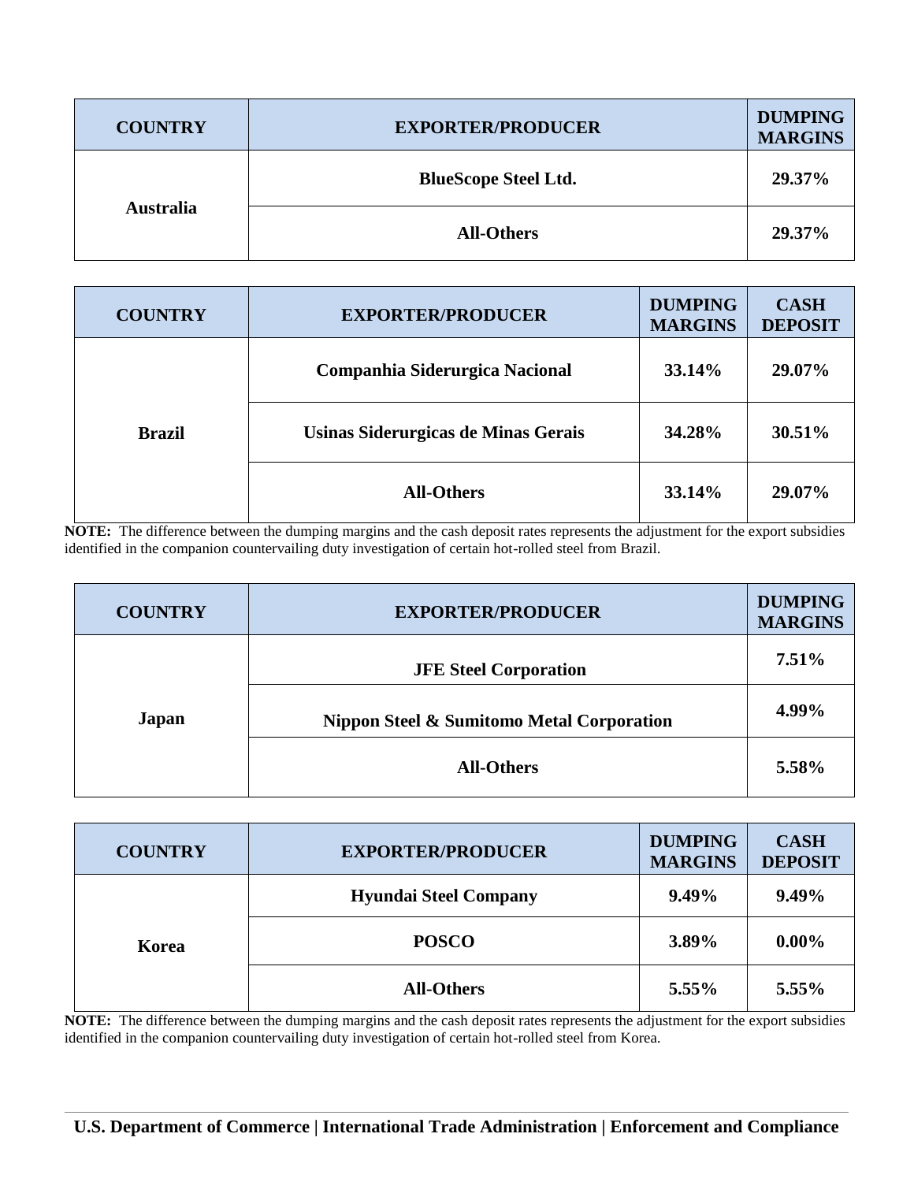| COUNTRY | EXPORTER/PRODUCER | DUMPING MARGINS |
| --- | --- | --- |
| Australia | BlueScope Steel Ltd. | 29.37% |
| | All-Others | 29.37% |

| COUNTRY | EXPORTER/PRODUCER | DUMPING MARGINS | CASH DEPOSIT |
| --- | --- | --- | --- |
| Brazil | Companhia Siderurgica Nacional | 33.14% | 29.07% |
| | Usinas Siderurgicas de Minas Gerais | 34.28% | 30.51% |
| | All-Others | 33.14% | 29.07% |

**NOTE:** The difference between the dumping margins and the cash deposit rates represents the adjustment for the export subsidies identified in the companion countervailing duty investigation of certain hot-rolled steel from Brazil.

| COUNTRY | EXPORTER/PRODUCER | DUMPING MARGINS |
| --- | --- | --- |
| Japan | JFE Steel Corporation | 7.51% |
| | Nippon Steel & Sumitomo Metal Corporation | 4.99% |
| | All-Others | 5.58% |

| COUNTRY | EXPORTER/PRODUCER | DUMPING MARGINS | CASH DEPOSIT |
| --- | --- | --- | --- |
| Korea | Hyundai Steel Company | 9.49% | 9.49% |
| | POSCO | 3.89% | 0.00% |
| | All-Others | 5.55% | 5.55% |

**NOTE:** The difference between the dumping margins and the cash deposit rates represents the adjustment for the export subsidies identified in the companion countervailing duty investigation of certain hot-rolled steel from Korea.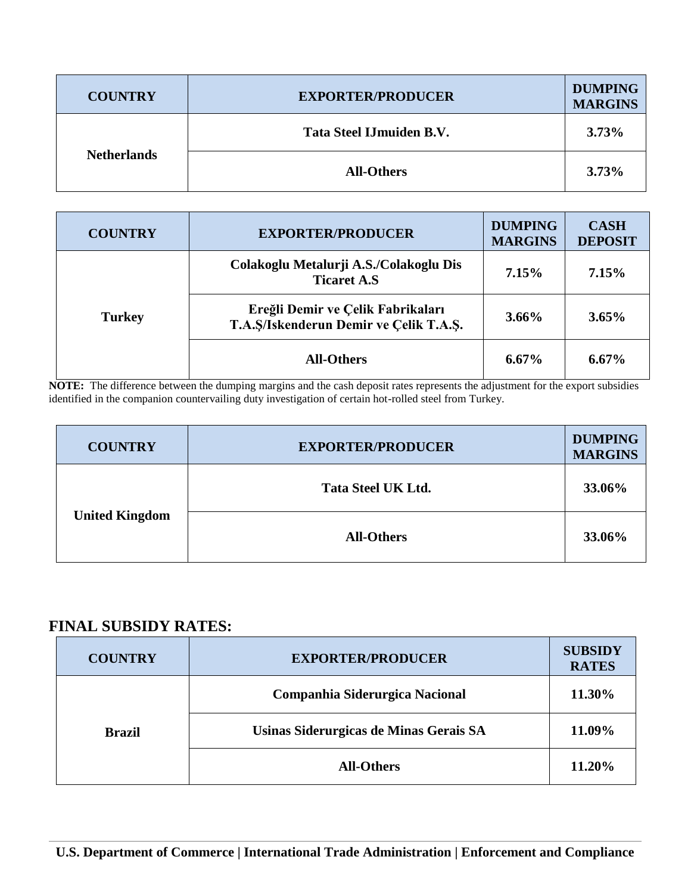| COUNTRY | EXPORTER/PRODUCER | DUMPING MARGINS |
|---|---|---|
| Netherlands | Tata Steel IJmuiden B.V. | 3.73% |
| | All-Others | 3.73% |

| COUNTRY | EXPORTER/PRODUCER | DUMPING MARGINS | CASH DEPOSIT |
|---|---|---|---|
| Turkey | Colakoglu Metalurji A.S./Colakoglu Dis Ticaret A.S | 7.15% | 7.15% |
| | Ereğli Demir ve Çelik Fabrikaları T.A.Ş/Iskenderun Demir ve Çelik T.A.Ş. | 3.66% | 3.65% |
| | All-Others | 6.67% | 6.67% |

**NOTE:** The difference between the dumping margins and the cash deposit rates represents the adjustment for the export subsidies identified in the companion countervailing duty investigation of certain hot-rolled steel from Turkey.

| COUNTRY | EXPORTER/PRODUCER | DUMPING MARGINS |
|---|---|---|
| United Kingdom | Tata Steel UK Ltd. | 33.06% |
| | All-Others | 33.06% |

## FINAL SUBSIDY RATES:

| COUNTRY | EXPORTER/PRODUCER | SUBSIDY RATES |
|---|---|---|
| Brazil | Companhia Siderurgica Nacional | 11.30% |
| | Usinas Siderurgicas de Minas Gerais SA | 11.09% |
| | All-Others | 11.20% |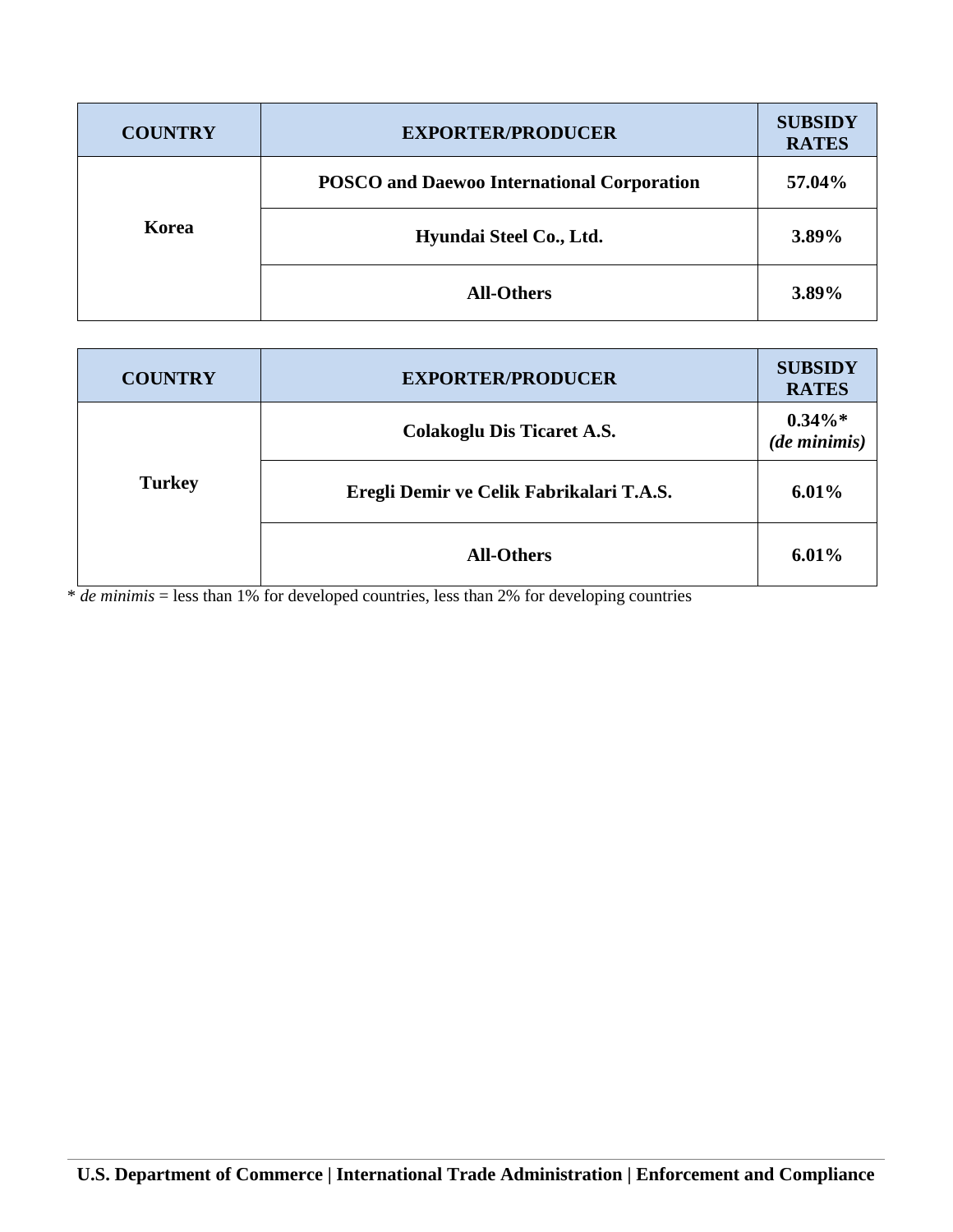| COUNTRY | EXPORTER/PRODUCER | SUBSIDY RATES |
|---|---|---|
| Korea | POSCO and Daewoo International Corporation | 57.04% |
| | Hyundai Steel Co., Ltd. | 3.89% |
| | All-Others | 3.89% |

| COUNTRY | EXPORTER/PRODUCER | SUBSIDY RATES |
|---|---|---|
| Turkey | Colakoglu Dis Ticaret A.S. | 0.34%* *(de minimis)* |
| | Eregli Demir ve Celik Fabrikalari T.A.S. | 6.01% |
| | All-Others | 6.01% |

* *de minimis* = less than 1% for developed countries, less than 2% for developing countries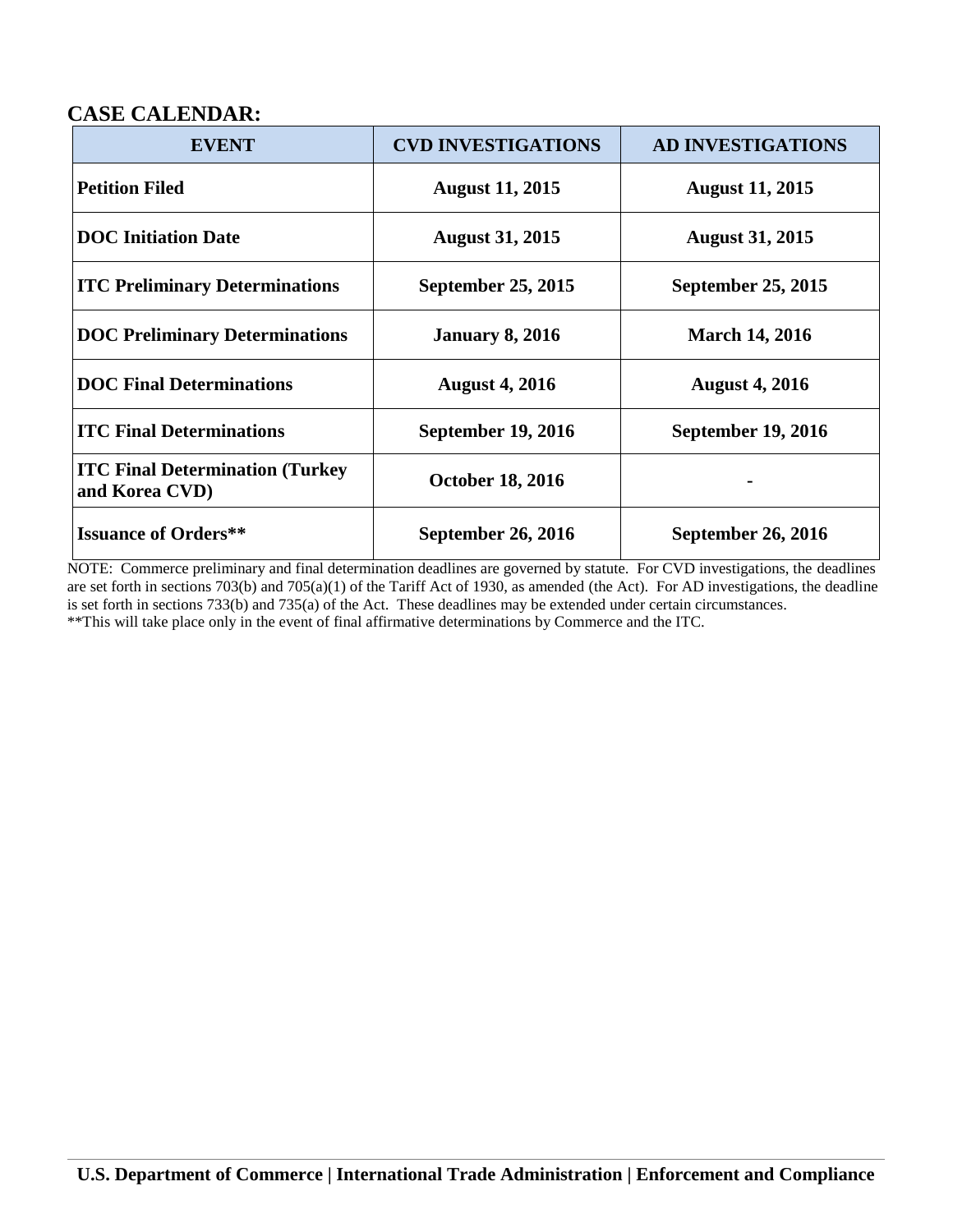## CASE CALENDAR:

| EVENT | CVD INVESTIGATIONS | AD INVESTIGATIONS |
|---|---|---|
| **Petition Filed** | **August 11, 2015** | **August 11, 2015** |
| **DOC Initiation Date** | **August 31, 2015** | **August 31, 2015** |
| **ITC Preliminary Determinations** | **September 25, 2015** | **September 25, 2015** |
| **DOC Preliminary Determinations** | **January 8, 2016** | **March 14, 2016** |
| **DOC Final Determinations** | **August 4, 2016** | **August 4, 2016** |
| **ITC Final Determinations** | **September 19, 2016** | **September 19, 2016** |
| **ITC Final Determination (Turkey and Korea CVD)** | **October 18, 2016** | **-** |
| **Issuance of Orders**** | **September 26, 2016** | **September 26, 2016** |

NOTE: Commerce preliminary and final determination deadlines are governed by statute. For CVD investigations, the deadlines are set forth in sections 703(b) and 705(a)(1) of the Tariff Act of 1930, as amended (the Act). For AD investigations, the deadline is set forth in sections 733(b) and 735(a) of the Act. These deadlines may be extended under certain circumstances.

**This will take place only in the event of final affirmative determinations by Commerce and the ITC.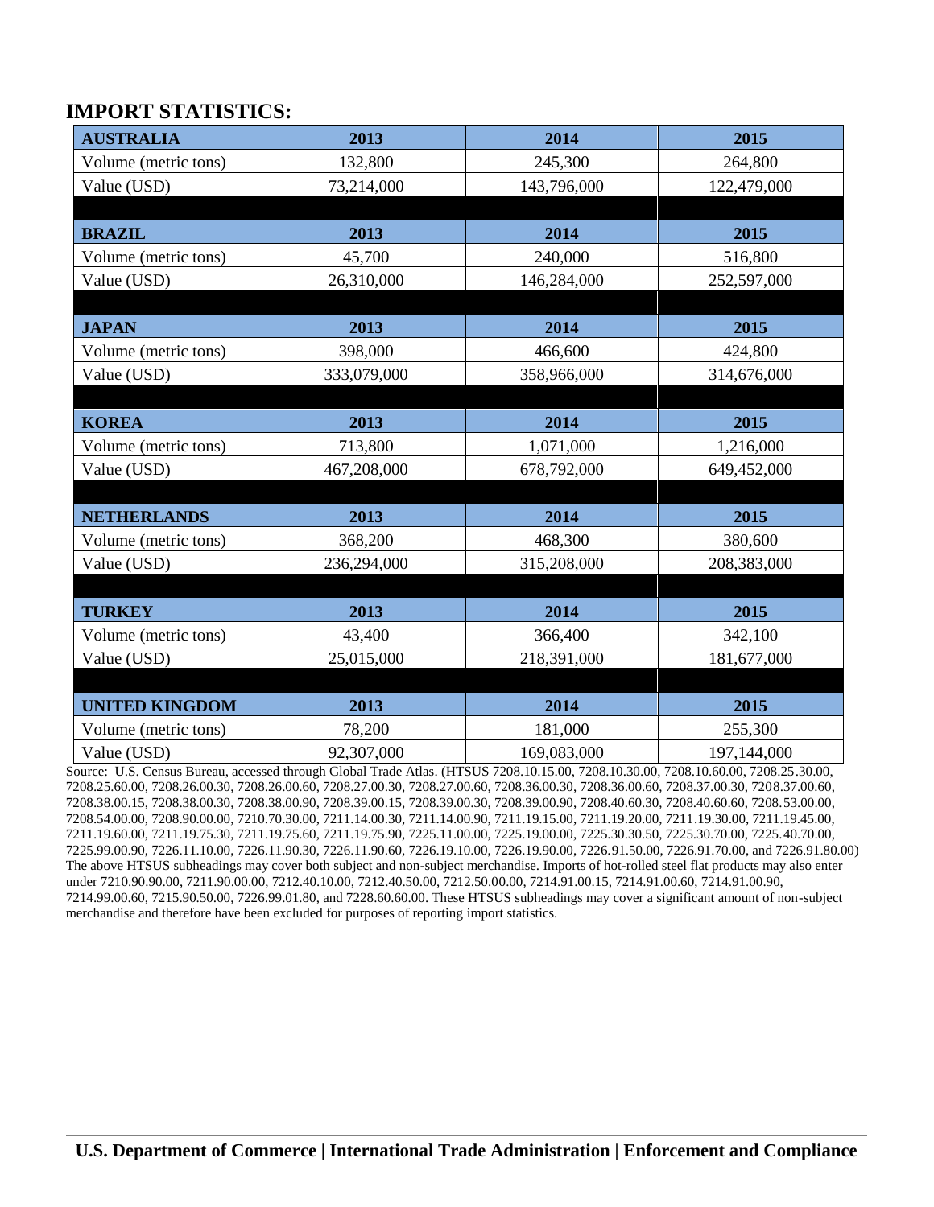## IMPORT STATISTICS:

| AUSTRALIA | 2013 | 2014 | 2015 |
| --- | --- | --- | --- |
| Volume (metric tons) | 132,800 | 245,300 | 264,800 |
| Value (USD) | 73,214,000 | 143,796,000 | 122,479,000 |
| | | | |
| **BRAZIL** | **2013** | **2014** | **2015** |
| Volume (metric tons) | 45,700 | 240,000 | 516,800 |
| Value (USD) | 26,310,000 | 146,284,000 | 252,597,000 |
| | | | |
| **JAPAN** | **2013** | **2014** | **2015** |
| Volume (metric tons) | 398,000 | 466,600 | 424,800 |
| Value (USD) | 333,079,000 | 358,966,000 | 314,676,000 |
| | | | |
| **KOREA** | **2013** | **2014** | **2015** |
| Volume (metric tons) | 713,800 | 1,071,000 | 1,216,000 |
| Value (USD) | 467,208,000 | 678,792,000 | 649,452,000 |
| | | | |
| **NETHERLANDS** | **2013** | **2014** | **2015** |
| Volume (metric tons) | 368,200 | 468,300 | 380,600 |
| Value (USD) | 236,294,000 | 315,208,000 | 208,383,000 |
| | | | |
| **TURKEY** | **2013** | **2014** | **2015** |
| Volume (metric tons) | 43,400 | 366,400 | 342,100 |
| Value (USD) | 25,015,000 | 218,391,000 | 181,677,000 |
| | | | |
| **UNITED KINGDOM** | **2013** | **2014** | **2015** |
| Volume (metric tons) | 78,200 | 181,000 | 255,300 |
| Value (USD) | 92,307,000 | 169,083,000 | 197,144,000 |

Source: U.S. Census Bureau, accessed through Global Trade Atlas. (HTSUS 7208.10.15.00, 7208.10.30.00, 7208.10.60.00, 7208.25.30.00, 7208.25.60.00, 7208.26.00.30, 7208.26.00.60, 7208.27.00.30, 7208.27.00.60, 7208.36.00.30, 7208.36.00.60, 7208.37.00.30, 7208.37.00.60, 7208.38.00.15, 7208.38.00.30, 7208.38.00.90, 7208.39.00.15, 7208.39.00.30, 7208.39.00.90, 7208.40.60.30, 7208.40.60.60, 7208.53.00.00, 7208.54.00.00, 7208.90.00.00, 7210.70.30.00, 7211.14.00.30, 7211.14.00.90, 7211.19.15.00, 7211.19.20.00, 7211.19.30.00, 7211.19.45.00, 7211.19.60.00, 7211.19.75.30, 7211.19.75.60, 7211.19.75.90, 7225.11.00.00, 7225.19.00.00, 7225.30.30.50, 7225.30.70.00, 7225.40.70.00, 7225.99.00.90, 7226.11.10.00, 7226.11.90.30, 7226.11.90.60, 7226.19.10.00, 7226.19.90.00, 7226.91.50.00, 7226.91.70.00, and 7226.91.80.00) The above HTSUS subheadings may cover both subject and non-subject merchandise. Imports of hot-rolled steel flat products may also enter under 7210.90.90.00, 7211.90.00.00, 7212.40.10.00, 7212.40.50.00, 7212.50.00.00, 7214.91.00.15, 7214.91.00.60, 7214.91.00.90, 7214.99.00.60, 7215.90.50.00, 7226.99.01.80, and 7228.60.60.00. These HTSUS subheadings may cover a significant amount of non-subject merchandise and therefore have been excluded for purposes of reporting import statistics.